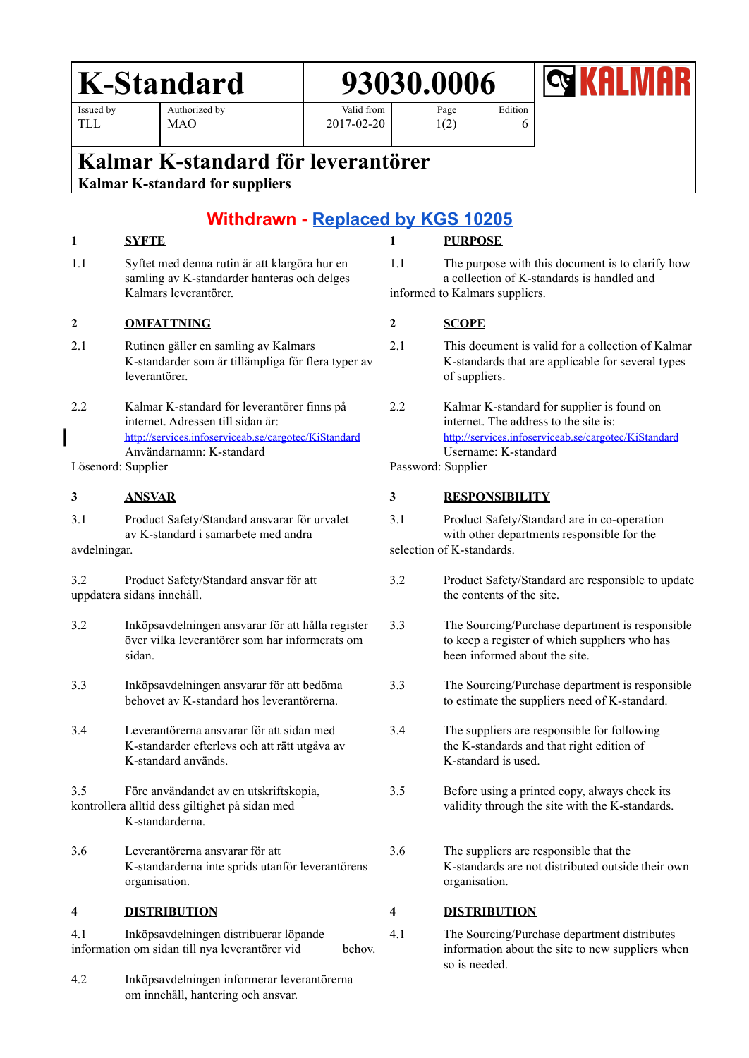| K-Standard | | 93030.0006 | | | KALMAR |
|---|---|---|---|---|---|
| Issued by<br>TLL | Authorized by<br>MAO | Valid from<br>2017-02-20 | Page<br>1(2) | Edition<br>6 | |

# Kalmar K-standard för leverantörer

**Kalmar K-standard for suppliers**

## Withdrawn - Replaced by KGS 10205

**1 SYFTE**

1.1 Syftet med denna rutin är att klargöra hur en samling av K-standarder hanteras och delges Kalmars leverantörer.

**2 OMFATTNING**

2.1 Rutinen gäller en samling av Kalmars K-standarder som är tillämpliga för flera typer av leverantörer.

2.2 Kalmar K-standard för leverantörer finns på internet. Adressen till sidan är:
http://services.infoserviceab.se/cargotec/KiStandard
Användarnamn: K-standard
Lösenord: Supplier

**3 ANSVAR**

3.1 Product Safety/Standard ansvarar för urvalet av K-standard i samarbete med andra avdelningar.

3.2 Product Safety/Standard ansvar för att uppdatera sidans innehåll.

3.2 Inköpsavdelningen ansvarar för att hålla register över vilka leverantörer som har informerats om sidan.

3.3 Inköpsavdelningen ansvarar för att bedöma behovet av K-standard hos leverantörerna.

3.4 Leverantörerna ansvarar för att sidan med K-standarder efterlevs och att rätt utgåva av K-standard används.

3.5 Före användandet av en utskriftskopia, kontrollera alltid dess giltighet på sidan med K-standarderna.

3.6 Leverantörerna ansvarar för att K-standarderna inte sprids utanför leverantörens organisation.

**4 DISTRIBUTION**

4.1 Inköpsavdelningen distribuerar löpande information om sidan till nya leverantörer vid behov.

4.2 Inköpsavdelningen informerar leverantörerna om innehåll, hantering och ansvar.

**1 PURPOSE**

1.1 The purpose with this document is to clarify how a collection of K-standards is handled and informed to Kalmars suppliers.

**2 SCOPE**

2.1 This document is valid for a collection of Kalmar K-standards that are applicable for several types of suppliers.

2.2 Kalmar K-standard for supplier is found on internet. The address to the site is:
http://services.infoserviceab.se/cargotec/KiStandard
Username: K-standard
Password: Supplier

**3 RESPONSIBILITY**

3.1 Product Safety/Standard are in co-operation with other departments responsible for the selection of K-standards.

3.2 Product Safety/Standard are responsible to update the contents of the site.

3.3 The Sourcing/Purchase department is responsible to keep a register of which suppliers who has been informed about the site.

3.3 The Sourcing/Purchase department is responsible to estimate the suppliers need of K-standard.

3.4 The suppliers are responsible for following the K-standards and that right edition of K-standard is used.

3.5 Before using a printed copy, always check its validity through the site with the K-standards.

3.6 The suppliers are responsible that the K-standards are not distributed outside their own organisation.

**4 DISTRIBUTION**

4.1 The Sourcing/Purchase department distributes information about the site to new suppliers when so is needed.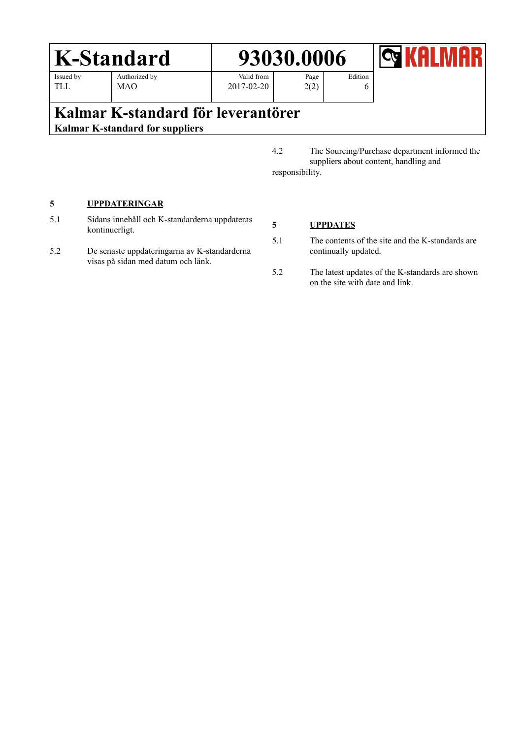4.2 The Sourcing/Purchase department informed the suppliers about content, handling and responsibility.

## 5 UPPDATERINGAR

5.1 Sidans innehåll och K-standarderna uppdateras kontinuerligt.

5.2 De senaste uppdateringarna av K-standarderna visas på sidan med datum och länk.

## 5 UPPDATES

5.1 The contents of the site and the K-standards are continually updated.

5.2 The latest updates of the K-standards are shown on the site with date and link.